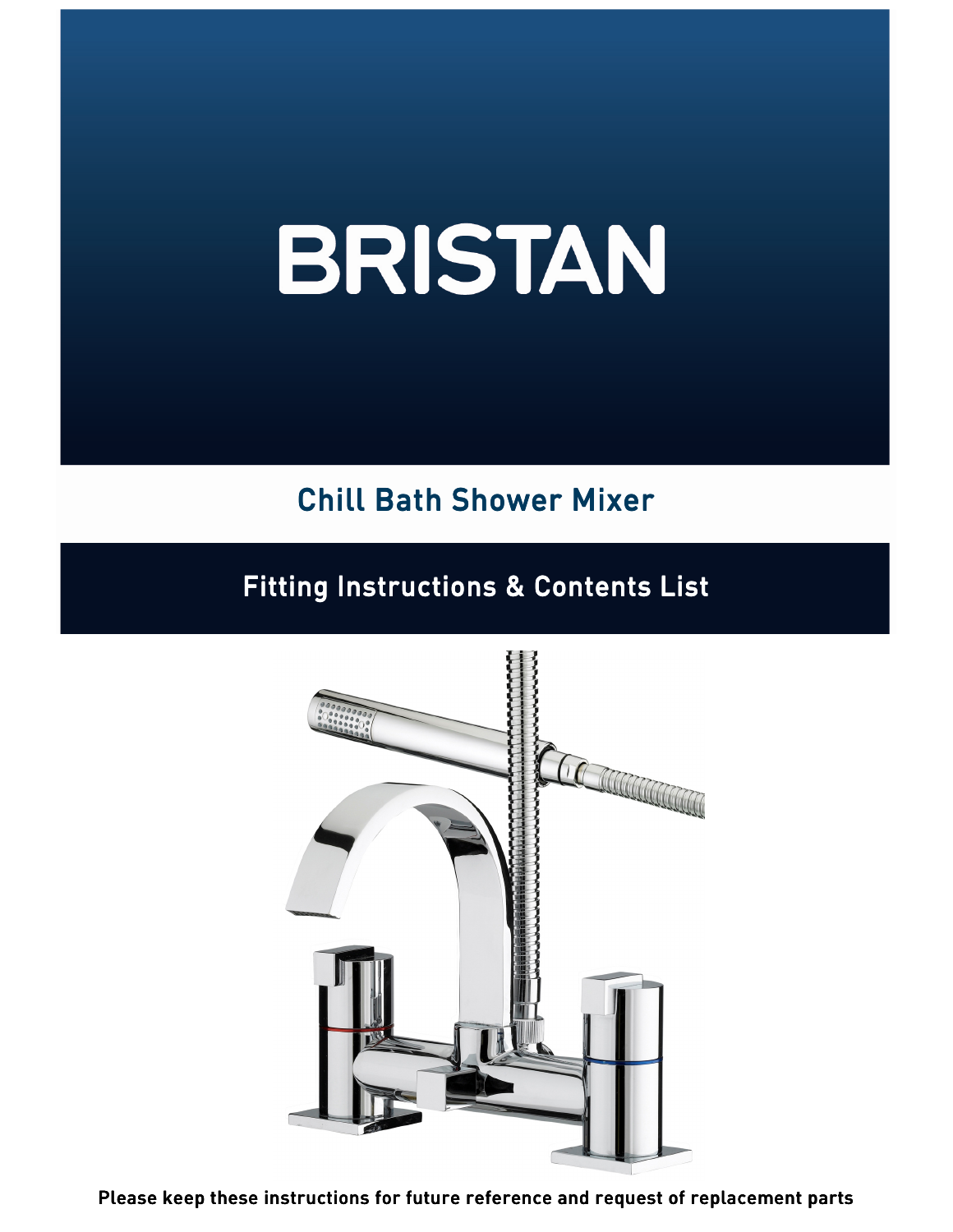# BRISTAN

## Chill Bath Shower Mixer

## Fitting Instructions & Contents List

**Please keep these instructions for future reference and request of replacement parts**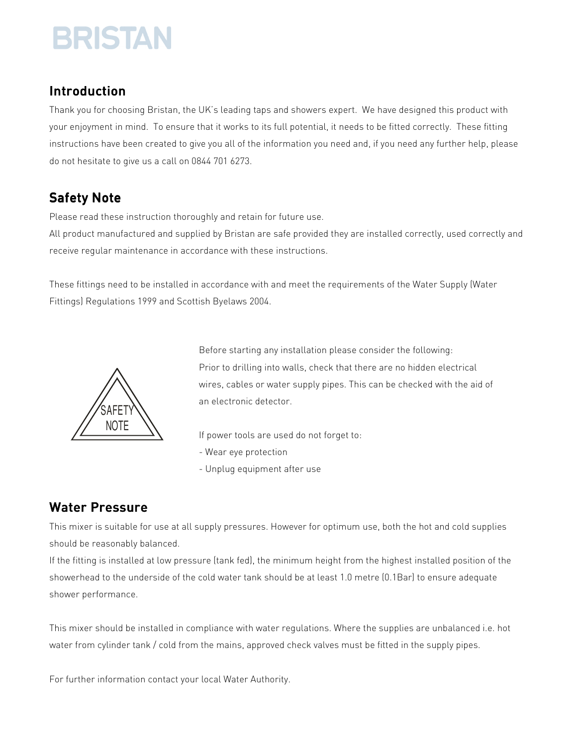BRISTAN

## Introduction

Thank you for choosing Bristan, the UK's leading taps and showers expert. We have designed this product with your enjoyment in mind. To ensure that it works to its full potential, it needs to be fitted correctly. These fitting instructions have been created to give you all of the information you need and, if you need any further help, please do not hesitate to give us a call on 0844 701 6273.

## Safety Note

Please read these instruction thoroughly and retain for future use.
All product manufactured and supplied by Bristan are safe provided they are installed correctly, used correctly and receive regular maintenance in accordance with these instructions.

These fittings need to be installed in accordance with and meet the requirements of the Water Supply (Water Fittings) Regulations 1999 and Scottish Byelaws 2004.

SAFETY NOTE

Before starting any installation please consider the following:
Prior to drilling into walls, check that there are no hidden electrical wires, cables or water supply pipes. This can be checked with the aid of an electronic detector.

If power tools are used do not forget to:
- Wear eye protection
- Unplug equipment after use

## Water Pressure

This mixer is suitable for use at all supply pressures. However for optimum use, both the hot and cold supplies should be reasonably balanced.
If the fitting is installed at low pressure (tank fed), the minimum height from the highest installed position of the showerhead to the underside of the cold water tank should be at least 1.0 metre (0.1Bar) to ensure adequate shower performance.

This mixer should be installed in compliance with water regulations. Where the supplies are unbalanced i.e. hot water from cylinder tank / cold from the mains, approved check valves must be fitted in the supply pipes.

For further information contact your local Water Authority.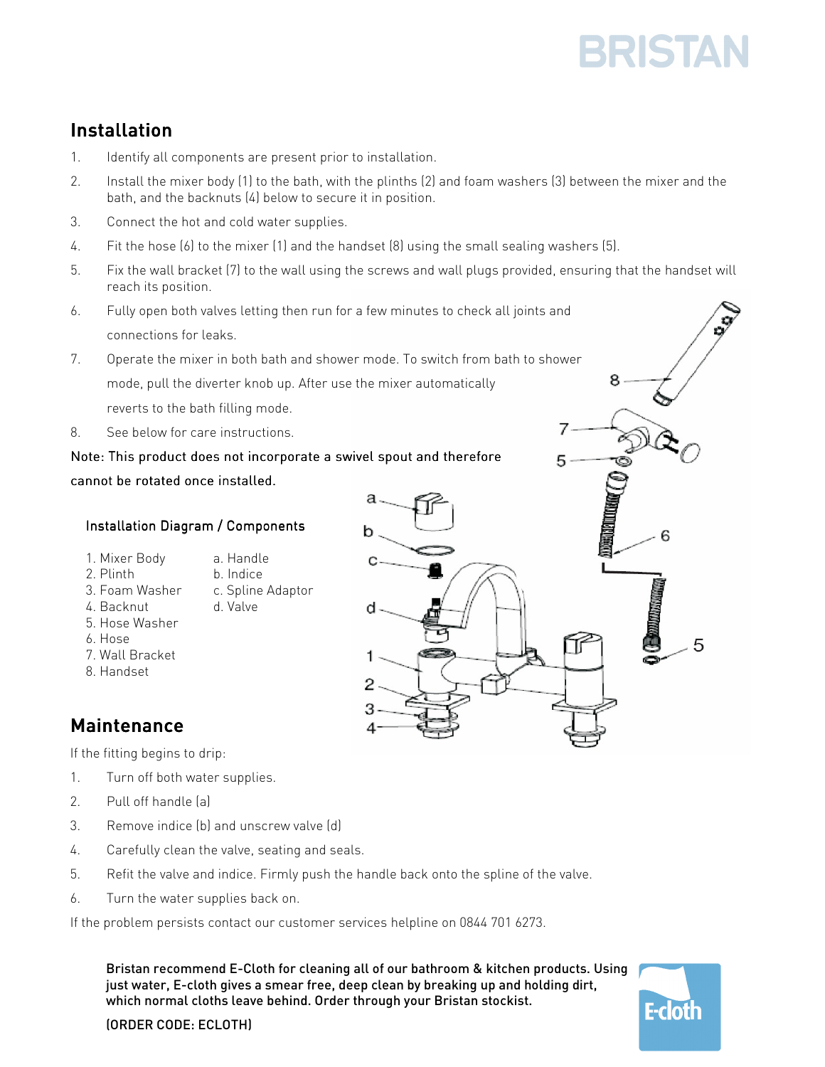## Installation

1. Identify all components are present prior to installation.
2. Install the mixer body (1) to the bath, with the plinths (2) and foam washers (3) between the mixer and the bath, and the backnuts (4) below to secure it in position.
3. Connect the hot and cold water supplies.
4. Fit the hose (6) to the mixer (1) and the handset (8) using the small sealing washers (5).
5. Fix the wall bracket (7) to the wall using the screws and wall plugs provided, ensuring that the handset will reach its position.
6. Fully open both valves letting then run for a few minutes to check all joints and connections for leaks.
7. Operate the mixer in both bath and shower mode. To switch from bath to shower mode, pull the diverter knob up. After use the mixer automatically reverts to the bath filling mode.
8. See below for care instructions.

Note: This product does not incorporate a swivel spout and therefore cannot be rotated once installed.

### Installation Diagram / Components

| | |
|---|---|
| 1. Mixer Body | a. Handle |
| 2. Plinth | b. Indice |
| 3. Foam Washer | c. Spline Adaptor |
| 4. Backnut | d. Valve |
| 5. Hose Washer | |
| 6. Hose | |
| 7. Wall Bracket | |
| 8. Handset | |

## Maintenance

If the fitting begins to drip:

1. Turn off both water supplies.
2. Pull off handle (a)
3. Remove indice (b) and unscrew valve (d)
4. Carefully clean the valve, seating and seals.
5. Refit the valve and indice. Firmly push the handle back onto the spline of the valve.
6. Turn the water supplies back on.

If the problem persists contact our customer services helpline on 0844 701 6273.

Bristan recommend E-Cloth for cleaning all of our bathroom & kitchen products. Using just water, E-cloth gives a smear free, deep clean by breaking up and holding dirt, which normal cloths leave behind. Order through your Bristan stockist.

(ORDER CODE: ECLOTH)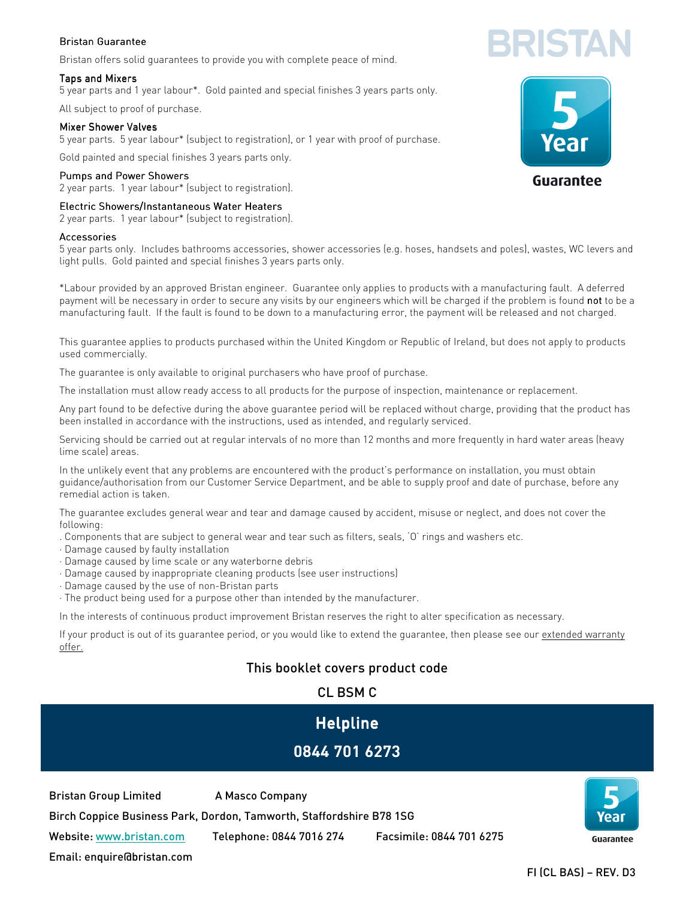BRISTAN

5 Year Guarantee

## Bristan Guarantee

Bristan offers solid guarantees to provide you with complete peace of mind.

### Taps and Mixers

5 year parts and 1 year labour*. Gold painted and special finishes 3 years parts only.

All subject to proof of purchase.

### Mixer Shower Valves

5 year parts. 5 year labour* (subject to registration), or 1 year with proof of purchase.

Gold painted and special finishes 3 years parts only.

### Pumps and Power Showers

2 year parts. 1 year labour* (subject to registration).

### Electric Showers/Instantaneous Water Heaters

2 year parts. 1 year labour* (subject to registration).

### Accessories

5 year parts only. Includes bathrooms accessories, shower accessories (e.g. hoses, handsets and poles), wastes, WC levers and light pulls. Gold painted and special finishes 3 years parts only.

*Labour provided by an approved Bristan engineer. Guarantee only applies to products with a manufacturing fault. A deferred payment will be necessary in order to secure any visits by our engineers which will be charged if the problem is found **not** to be a manufacturing fault. If the fault is found to be down to a manufacturing error, the payment will be released and not charged.

This guarantee applies to products purchased within the United Kingdom or Republic of Ireland, but does not apply to products used commercially.

The guarantee is only available to original purchasers who have proof of purchase.

The installation must allow ready access to all products for the purpose of inspection, maintenance or replacement.

Any part found to be defective during the above guarantee period will be replaced without charge, providing that the product has been installed in accordance with the instructions, used as intended, and regularly serviced.

Servicing should be carried out at regular intervals of no more than 12 months and more frequently in hard water areas (heavy lime scale) areas.

In the unlikely event that any problems are encountered with the product's performance on installation, you must obtain guidance/authorisation from our Customer Service Department, and be able to supply proof and date of purchase, before any remedial action is taken.

The guarantee excludes general wear and tear and damage caused by accident, misuse or neglect, and does not cover the following:

- Components that are subject to general wear and tear such as filters, seals, 'O' rings and washers etc.
- Damage caused by faulty installation
- Damage caused by lime scale or any waterborne debris
- Damage caused by inappropriate cleaning products (see user instructions)
- Damage caused by the use of non-Bristan parts
- The product being used for a purpose other than intended by the manufacturer.

In the interests of continuous product improvement Bristan reserves the right to alter specification as necessary.

If your product is out of its guarantee period, or you would like to extend the guarantee, then please see our extended warranty offer.

This booklet covers product code

CL BSM C

## Helpline

## 0844 701 6273

Bristan Group Limited A Masco Company

Birch Coppice Business Park, Dordon, Tamworth, Staffordshire B78 1SG

Website: www.bristan.com Telephone: 0844 7016 274 Facsimile: 0844 701 6275

Email: enquire@bristan.com

5 Year Guarantee

FI (CL BAS) – REV. D3